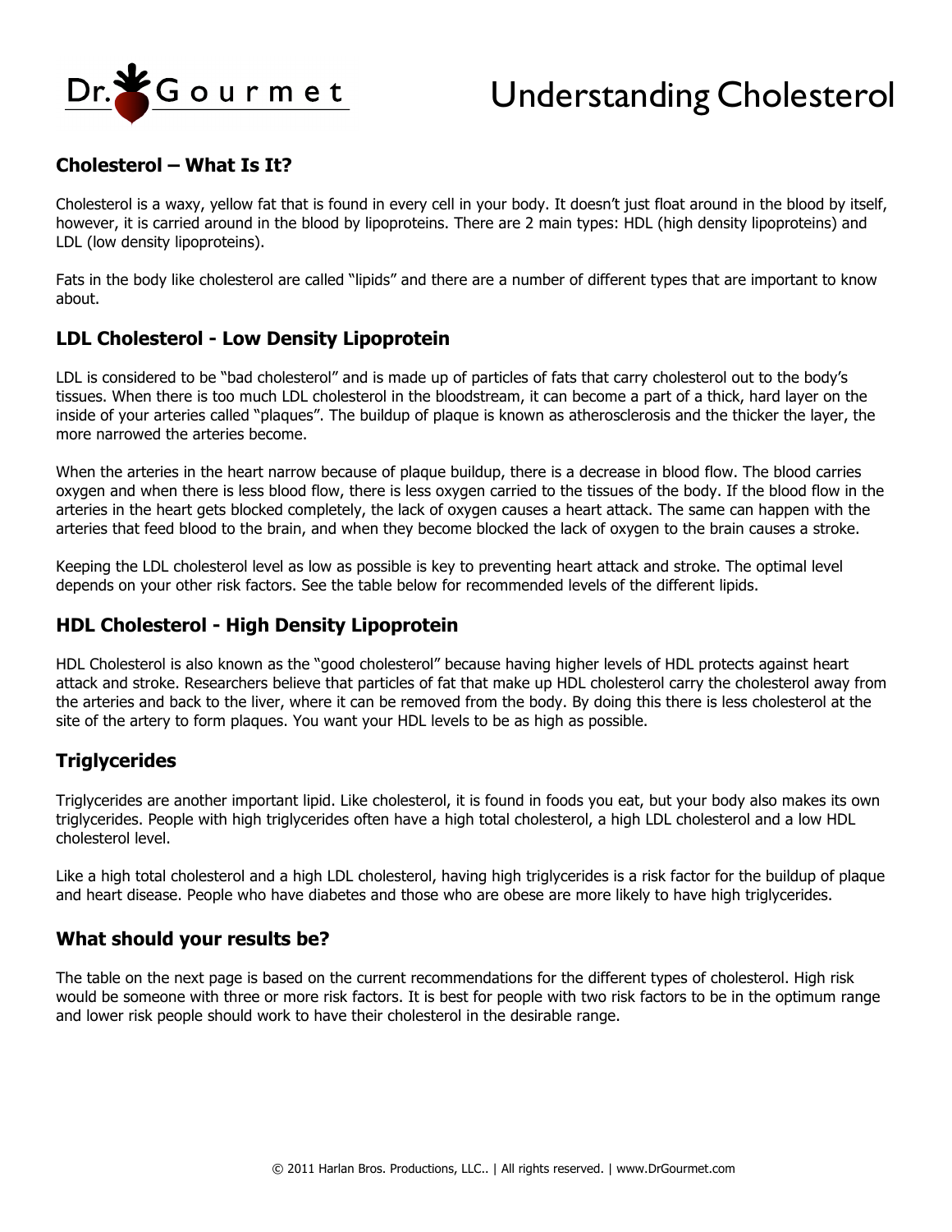# Understanding Cholesterol

## Cholesterol – What Is It?

Cholesterol is a waxy, yellow fat that is found in every cell in your body. It doesn't just float around in the blood by itself, however, it is carried around in the blood by lipoproteins. There are 2 main types: HDL (high density lipoproteins) and LDL (low density lipoproteins).

Fats in the body like cholesterol are called "lipids" and there are a number of different types that are important to know about.

## LDL Cholesterol - Low Density Lipoprotein

LDL is considered to be "bad cholesterol" and is made up of particles of fats that carry cholesterol out to the body's tissues. When there is too much LDL cholesterol in the bloodstream, it can become a part of a thick, hard layer on the inside of your arteries called "plaques". The buildup of plaque is known as atherosclerosis and the thicker the layer, the more narrowed the arteries become.

When the arteries in the heart narrow because of plaque buildup, there is a decrease in blood flow. The blood carries oxygen and when there is less blood flow, there is less oxygen carried to the tissues of the body. If the blood flow in the arteries in the heart gets blocked completely, the lack of oxygen causes a heart attack. The same can happen with the arteries that feed blood to the brain, and when they become blocked the lack of oxygen to the brain causes a stroke.

Keeping the LDL cholesterol level as low as possible is key to preventing heart attack and stroke. The optimal level depends on your other risk factors. See the table below for recommended levels of the different lipids.

## HDL Cholesterol - High Density Lipoprotein

HDL Cholesterol is also known as the "good cholesterol" because having higher levels of HDL protects against heart attack and stroke. Researchers believe that particles of fat that make up HDL cholesterol carry the cholesterol away from the arteries and back to the liver, where it can be removed from the body. By doing this there is less cholesterol at the site of the artery to form plaques. You want your HDL levels to be as high as possible.

## Triglycerides

Triglycerides are another important lipid. Like cholesterol, it is found in foods you eat, but your body also makes its own triglycerides. People with high triglycerides often have a high total cholesterol, a high LDL cholesterol and a low HDL cholesterol level.

Like a high total cholesterol and a high LDL cholesterol, having high triglycerides is a risk factor for the buildup of plaque and heart disease. People who have diabetes and those who are obese are more likely to have high triglycerides.

## What should your results be?

The table on the next page is based on the current recommendations for the different types of cholesterol. High risk would be someone with three or more risk factors. It is best for people with two risk factors to be in the optimum range and lower risk people should work to have their cholesterol in the desirable range.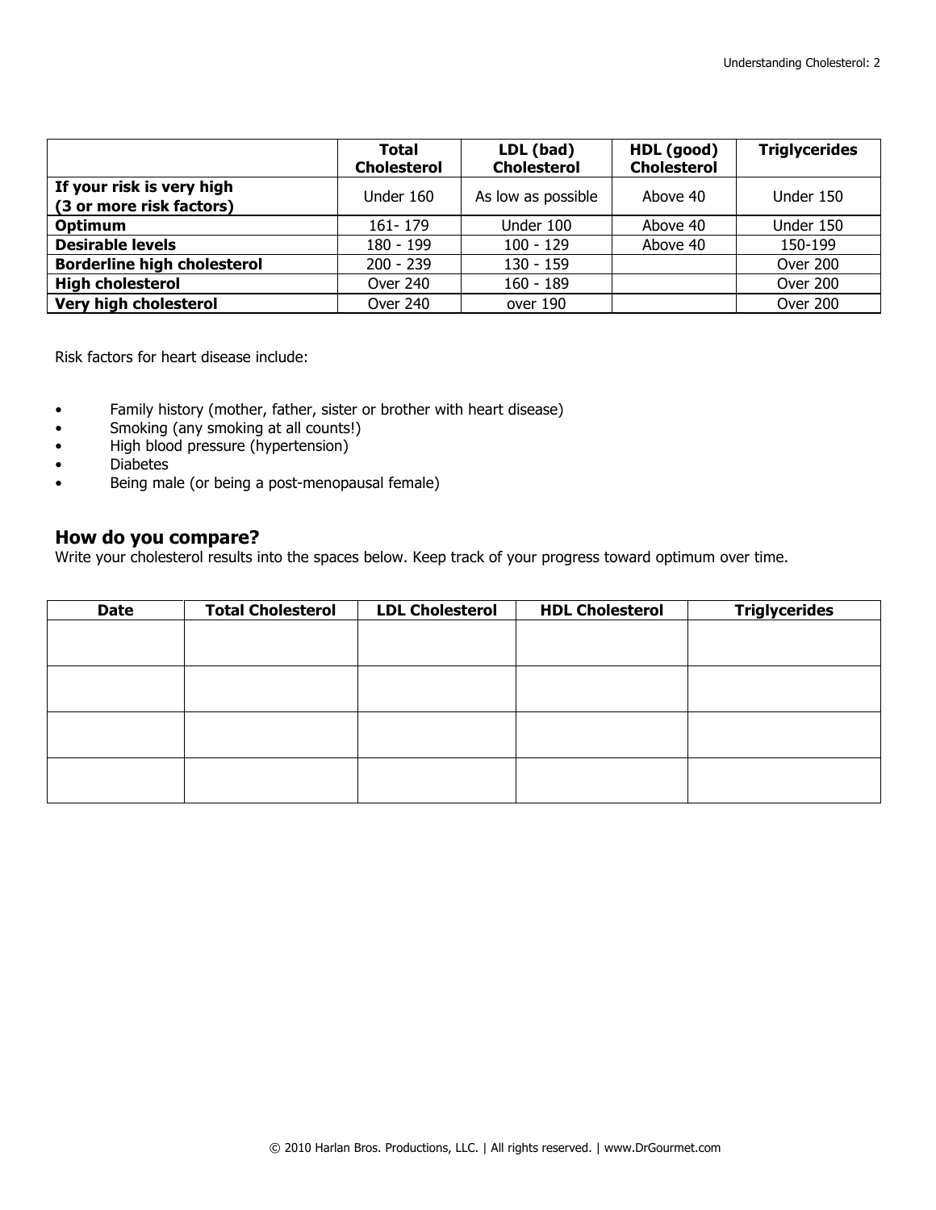| | Total Cholesterol | LDL (bad) Cholesterol | HDL (good) Cholesterol | Triglycerides |
|---|---|---|---|---|
| **If your risk is very high (3 or more risk factors)** | Under 160 | As low as possible | Above 40 | Under 150 |
| **Optimum** | 161- 179 | Under 100 | Above 40 | Under 150 |
| **Desirable levels** | 180 - 199 | 100 - 129 | Above 40 | 150-199 |
| **Borderline high cholesterol** | 200 - 239 | 130 - 159 | | Over 200 |
| **High cholesterol** | Over 240 | 160 - 189 | | Over 200 |
| **Very high cholesterol** | Over 240 | over 190 | | Over 200 |

Risk factors for heart disease include:

- Family history (mother, father, sister or brother with heart disease)
- Smoking (any smoking at all counts!)
- High blood pressure (hypertension)
- Diabetes
- Being male (or being a post-menopausal female)

## How do you compare?

Write your cholesterol results into the spaces below. Keep track of your progress toward optimum over time.

| Date | Total Cholesterol | LDL Cholesterol | HDL Cholesterol | Triglycerides |
|---|---|---|---|---|
| | | | | |
| | | | | |
| | | | | |
| | | | | |

© 2010 Harlan Bros. Productions, LLC. | All rights reserved. | www.DrGourmet.com